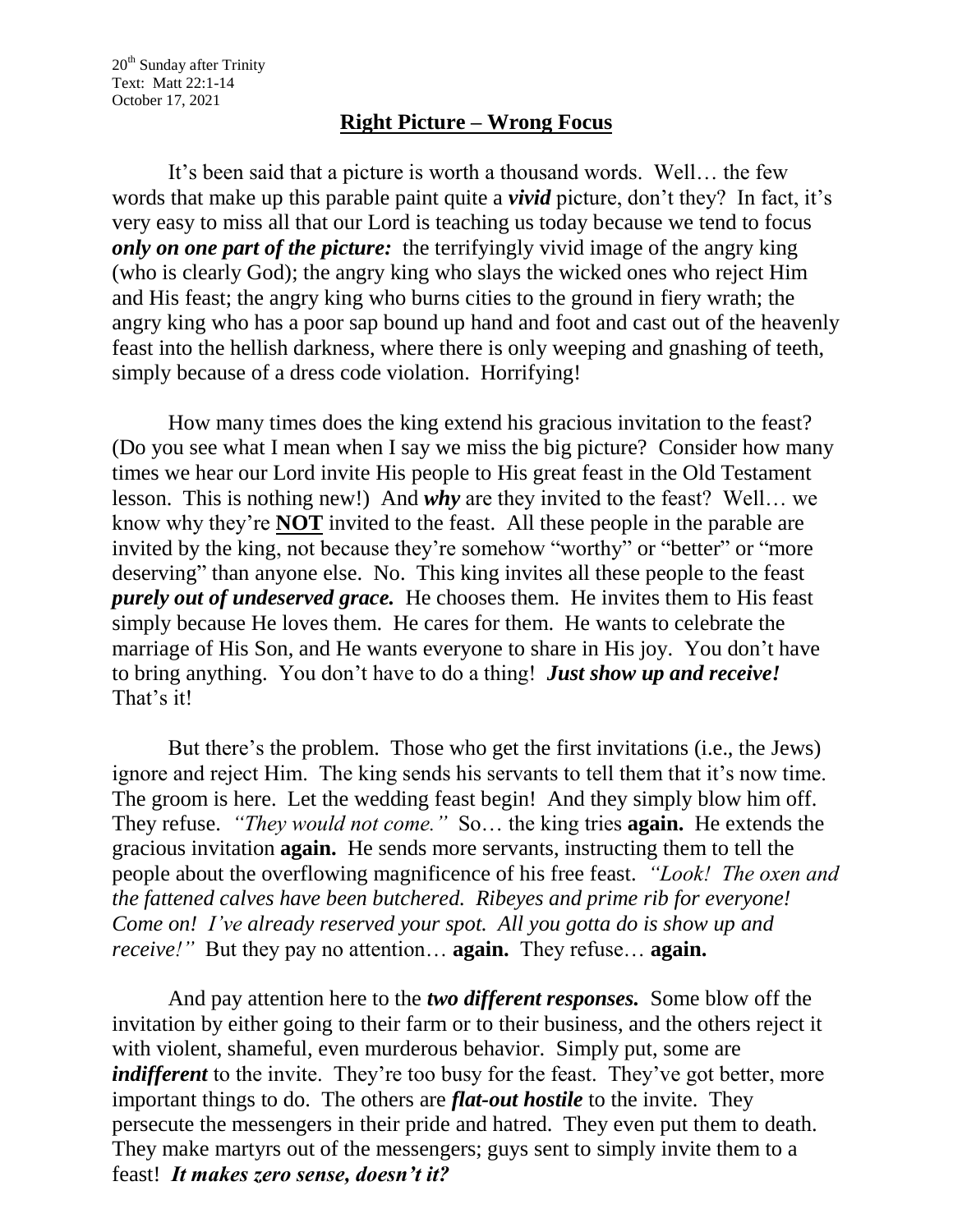20th Sunday after Trinity
Text: Matt 22:1-14
October 17, 2021

# Right Picture – Wrong Focus

It's been said that a picture is worth a thousand words. Well… the few words that make up this parable paint quite a ***vivid*** picture, don't they? In fact, it's very easy to miss all that our Lord is teaching us today because we tend to focus ***only on one part of the picture:*** the terrifyingly vivid image of the angry king (who is clearly God); the angry king who slays the wicked ones who reject Him and His feast; the angry king who burns cities to the ground in fiery wrath; the angry king who has a poor sap bound up hand and foot and cast out of the heavenly feast into the hellish darkness, where there is only weeping and gnashing of teeth, simply because of a dress code violation. Horrifying!

How many times does the king extend his gracious invitation to the feast? (Do you see what I mean when I say we miss the big picture? Consider how many times we hear our Lord invite His people to His great feast in the Old Testament lesson. This is nothing new!) And ***why*** are they invited to the feast? Well… we know why they're **NOT** invited to the feast. All these people in the parable are invited by the king, not because they're somehow "worthy" or "better" or "more deserving" than anyone else. No. This king invites all these people to the feast ***purely out of undeserved grace.*** He chooses them. He invites them to His feast simply because He loves them. He cares for them. He wants to celebrate the marriage of His Son, and He wants everyone to share in His joy. You don't have to bring anything. You don't have to do a thing! ***Just show up and receive!*** That's it!

But there's the problem. Those who get the first invitations (i.e., the Jews) ignore and reject Him. The king sends his servants to tell them that it's now time. The groom is here. Let the wedding feast begin! And they simply blow him off. They refuse. *"They would not come."* So… the king tries **again.** He extends the gracious invitation **again.** He sends more servants, instructing them to tell the people about the overflowing magnificence of his free feast. *"Look! The oxen and the fattened calves have been butchered. Ribeyes and prime rib for everyone! Come on! I've already reserved your spot. All you gotta do is show up and receive!"* But they pay no attention… **again.** They refuse… **again.**

And pay attention here to the ***two different responses.*** Some blow off the invitation by either going to their farm or to their business, and the others reject it with violent, shameful, even murderous behavior. Simply put, some are ***indifferent*** to the invite. They're too busy for the feast. They've got better, more important things to do. The others are ***flat-out hostile*** to the invite. They persecute the messengers in their pride and hatred. They even put them to death. They make martyrs out of the messengers; guys sent to simply invite them to a feast! ***It makes zero sense, doesn't it?***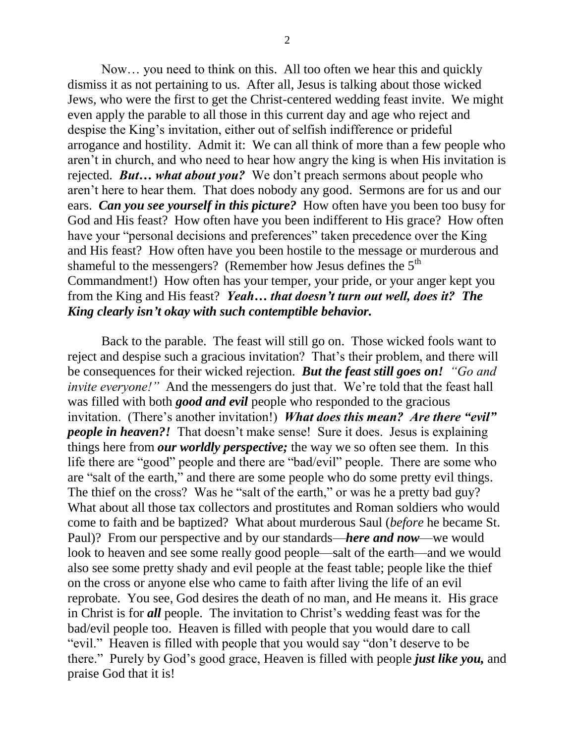Now… you need to think on this. All too often we hear this and quickly dismiss it as not pertaining to us. After all, Jesus is talking about those wicked Jews, who were the first to get the Christ-centered wedding feast invite. We might even apply the parable to all those in this current day and age who reject and despise the King's invitation, either out of selfish indifference or prideful arrogance and hostility. Admit it: We can all think of more than a few people who aren't in church, and who need to hear how angry the king is when His invitation is rejected. ***But… what about you?*** We don't preach sermons about people who aren't here to hear them. That does nobody any good. Sermons are for us and our ears. ***Can you see yourself in this picture?*** How often have you been too busy for God and His feast? How often have you been indifferent to His grace? How often have your "personal decisions and preferences" taken precedence over the King and His feast? How often have you been hostile to the message or murderous and shameful to the messengers? (Remember how Jesus defines the 5th Commandment!) How often has your temper, your pride, or your anger kept you from the King and His feast? ***Yeah… that doesn't turn out well, does it? The King clearly isn't okay with such contemptible behavior.***

Back to the parable. The feast will still go on. Those wicked fools want to reject and despise such a gracious invitation? That's their problem, and there will be consequences for their wicked rejection. ***But the feast still goes on!*** *"Go and invite everyone!"* And the messengers do just that. We're told that the feast hall was filled with both ***good and evil*** people who responded to the gracious invitation. (There's another invitation!) ***What does this mean? Are there "evil" people in heaven?!*** That doesn't make sense! Sure it does. Jesus is explaining things here from ***our worldly perspective;*** the way we so often see them. In this life there are "good" people and there are "bad/evil" people. There are some who are "salt of the earth," and there are some people who do some pretty evil things. The thief on the cross? Was he "salt of the earth," or was he a pretty bad guy? What about all those tax collectors and prostitutes and Roman soldiers who would come to faith and be baptized? What about murderous Saul (*before* he became St. Paul)? From our perspective and by our standards—***here and now***—we would look to heaven and see some really good people—salt of the earth—and we would also see some pretty shady and evil people at the feast table; people like the thief on the cross or anyone else who came to faith after living the life of an evil reprobate. You see, God desires the death of no man, and He means it. His grace in Christ is for ***all*** people. The invitation to Christ's wedding feast was for the bad/evil people too. Heaven is filled with people that you would dare to call "evil." Heaven is filled with people that you would say "don't deserve to be there." Purely by God's good grace, Heaven is filled with people ***just like you,*** and praise God that it is!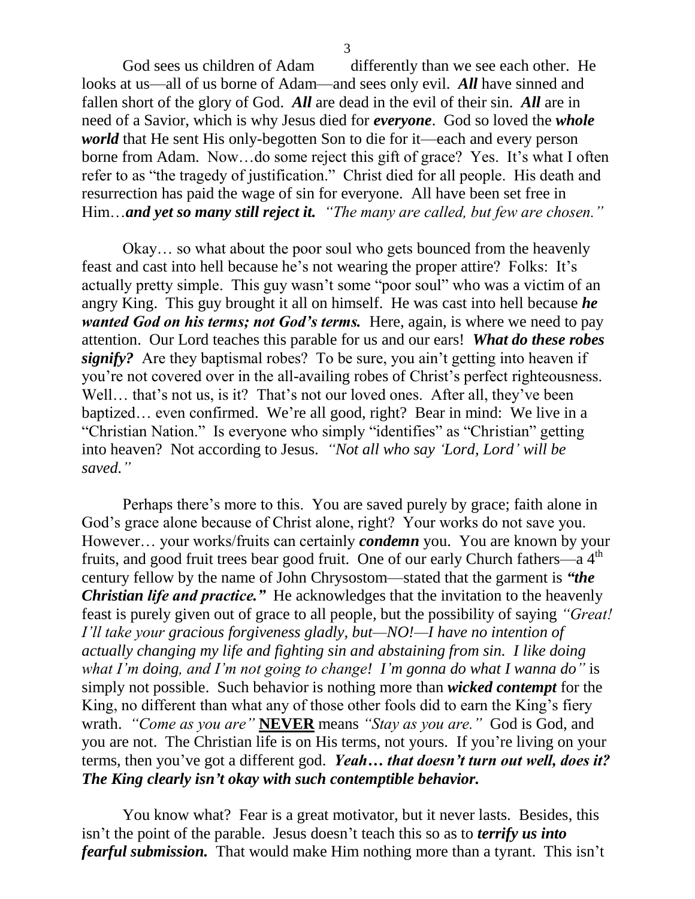God sees us children of Adam differently than we see each other. He looks at us—all of us borne of Adam—and sees only evil. ***All*** have sinned and fallen short of the glory of God. ***All*** are dead in the evil of their sin. ***All*** are in need of a Savior, which is why Jesus died for ***everyone***. God so loved the ***whole world*** that He sent His only-begotten Son to die for it—each and every person borne from Adam. Now…do some reject this gift of grace? Yes. It's what I often refer to as "the tragedy of justification." Christ died for all people. His death and resurrection has paid the wage of sin for everyone. All have been set free in Him…***and yet so many still reject it.*** *"The many are called, but few are chosen."*

Okay… so what about the poor soul who gets bounced from the heavenly feast and cast into hell because he's not wearing the proper attire? Folks: It's actually pretty simple. This guy wasn't some "poor soul" who was a victim of an angry King. This guy brought it all on himself. He was cast into hell because ***he wanted God on his terms; not God's terms.*** Here, again, is where we need to pay attention. Our Lord teaches this parable for us and our ears! ***What do these robes signify?*** Are they baptismal robes? To be sure, you ain't getting into heaven if you're not covered over in the all-availing robes of Christ's perfect righteousness. Well… that's not us, is it? That's not our loved ones. After all, they've been baptized… even confirmed. We're all good, right? Bear in mind: We live in a "Christian Nation." Is everyone who simply "identifies" as "Christian" getting into heaven? Not according to Jesus. *"Not all who say 'Lord, Lord' will be saved."*

Perhaps there's more to this. You are saved purely by grace; faith alone in God's grace alone because of Christ alone, right? Your works do not save you. However… your works/fruits can certainly ***condemn*** you. You are known by your fruits, and good fruit trees bear good fruit. One of our early Church fathers—a 4th century fellow by the name of John Chrysostom—stated that the garment is ***"the Christian life and practice."*** He acknowledges that the invitation to the heavenly feast is purely given out of grace to all people, but the possibility of saying *"Great! I'll take your gracious forgiveness gladly, but—NO!—I have no intention of actually changing my life and fighting sin and abstaining from sin. I like doing what I'm doing, and I'm not going to change! I'm gonna do what I wanna do"* is simply not possible. Such behavior is nothing more than ***wicked contempt*** for the King, no different than what any of those other fools did to earn the King's fiery wrath. *"Come as you are"* **NEVER** means *"Stay as you are."* God is God, and you are not. The Christian life is on His terms, not yours. If you're living on your terms, then you've got a different god. ***Yeah… that doesn't turn out well, does it? The King clearly isn't okay with such contemptible behavior.***

You know what? Fear is a great motivator, but it never lasts. Besides, this isn't the point of the parable. Jesus doesn't teach this so as to ***terrify us into fearful submission.*** That would make Him nothing more than a tyrant. This isn't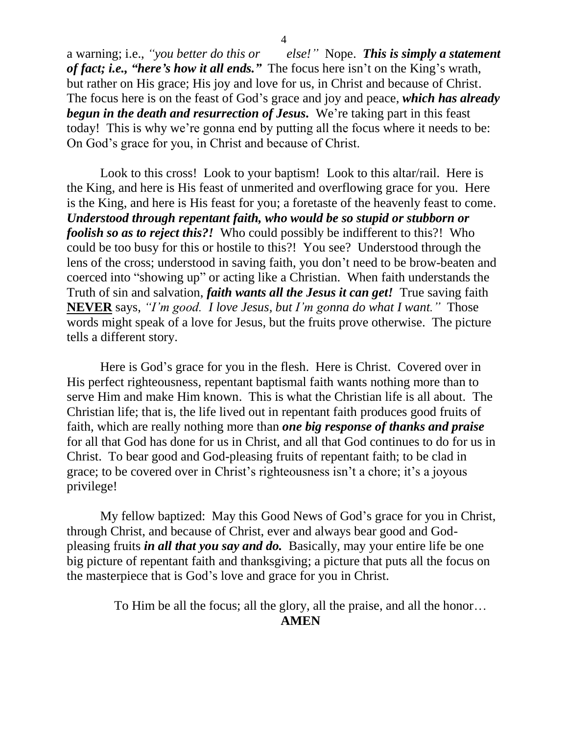a warning; i.e., *"you better do this or else!"* Nope. ***This is simply a statement of fact; i.e., "here's how it all ends."*** The focus here isn't on the King's wrath, but rather on His grace; His joy and love for us, in Christ and because of Christ. The focus here is on the feast of God's grace and joy and peace, ***which has already begun in the death and resurrection of Jesus.*** We're taking part in this feast today! This is why we're gonna end by putting all the focus where it needs to be: On God's grace for you, in Christ and because of Christ.

Look to this cross! Look to your baptism! Look to this altar/rail. Here is the King, and here is His feast of unmerited and overflowing grace for you. Here is the King, and here is His feast for you; a foretaste of the heavenly feast to come. ***Understood through repentant faith, who would be so stupid or stubborn or foolish so as to reject this?!*** Who could possibly be indifferent to this?! Who could be too busy for this or hostile to this?! You see? Understood through the lens of the cross; understood in saving faith, you don't need to be brow-beaten and coerced into "showing up" or acting like a Christian. When faith understands the Truth of sin and salvation, ***faith wants all the Jesus it can get!*** True saving faith <u>**NEVER**</u> says, *"I'm good. I love Jesus, but I'm gonna do what I want."* Those words might speak of a love for Jesus, but the fruits prove otherwise. The picture tells a different story.

Here is God's grace for you in the flesh. Here is Christ. Covered over in His perfect righteousness, repentant baptismal faith wants nothing more than to serve Him and make Him known. This is what the Christian life is all about. The Christian life; that is, the life lived out in repentant faith produces good fruits of faith, which are really nothing more than ***one big response of thanks and praise*** for all that God has done for us in Christ, and all that God continues to do for us in Christ. To bear good and God-pleasing fruits of repentant faith; to be clad in grace; to be covered over in Christ's righteousness isn't a chore; it's a joyous privilege!

My fellow baptized: May this Good News of God's grace for you in Christ, through Christ, and because of Christ, ever and always bear good and God-pleasing fruits ***in all that you say and do.*** Basically, may your entire life be one big picture of repentant faith and thanksgiving; a picture that puts all the focus on the masterpiece that is God's love and grace for you in Christ.

To Him be all the focus; all the glory, all the praise, and all the honor…

**AMEN**